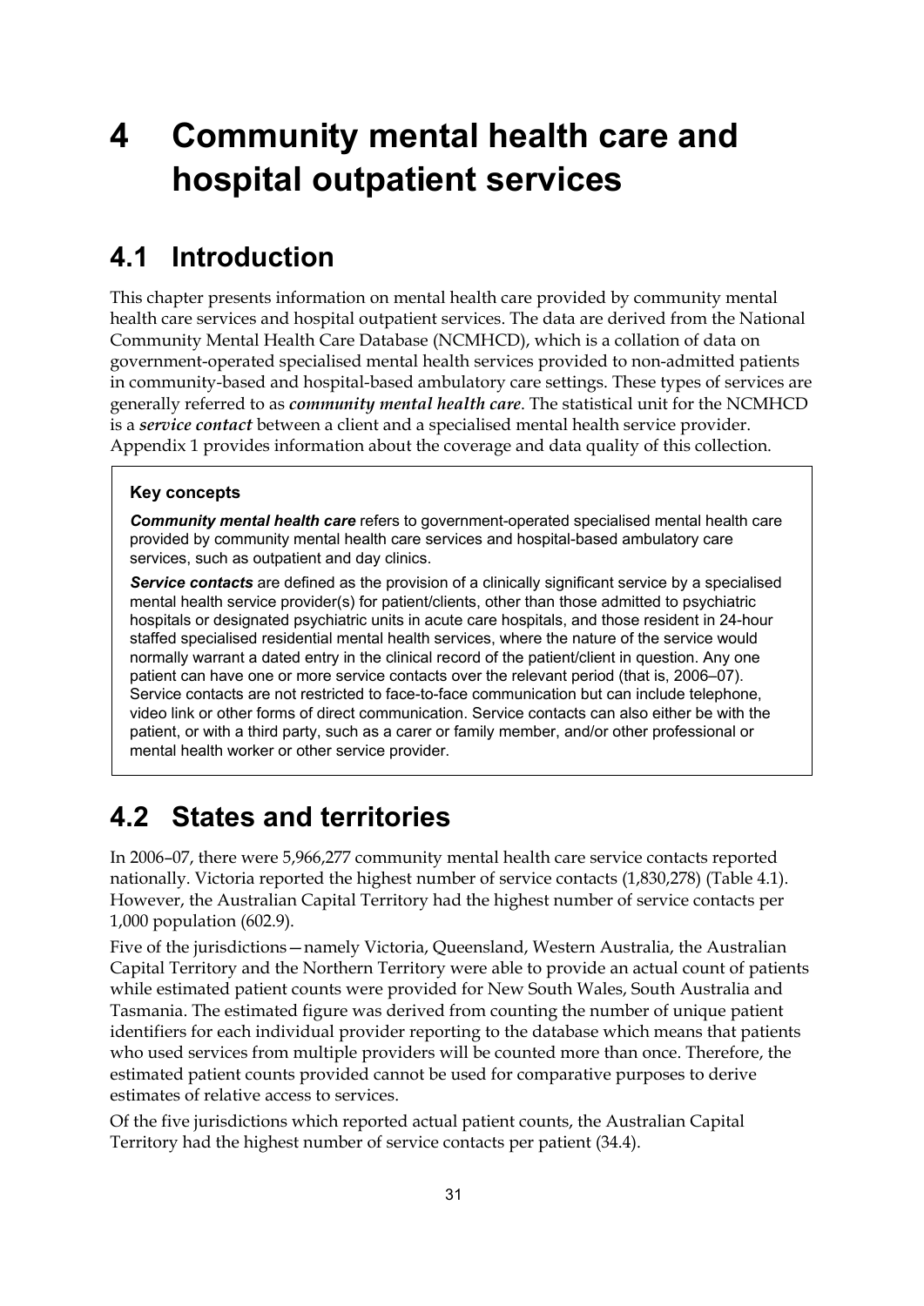# 4 Community mental health care and hospital outpatient services

## 4.1 Introduction

This chapter presents information on mental health care provided by community mental health care services and hospital outpatient services. The data are derived from the National Community Mental Health Care Database (NCMHCD), which is a collation of data on government-operated specialised mental health services provided to non-admitted patients in community-based and hospital-based ambulatory care settings. These types of services are generally referred to as ***community mental health care***. The statistical unit for the NCMHCD is a ***service contact*** between a client and a specialised mental health service provider. Appendix 1 provides information about the coverage and data quality of this collection.

> **Key concepts**
>
> ***Community mental health care*** refers to government-operated specialised mental health care provided by community mental health care services and hospital-based ambulatory care services, such as outpatient and day clinics.
>
> ***Service contacts*** are defined as the provision of a clinically significant service by a specialised mental health service provider(s) for patient/clients, other than those admitted to psychiatric hospitals or designated psychiatric units in acute care hospitals, and those resident in 24-hour staffed specialised residential mental health services, where the nature of the service would normally warrant a dated entry in the clinical record of the patient/client in question. Any one patient can have one or more service contacts over the relevant period (that is, 2006–07). Service contacts are not restricted to face-to-face communication but can include telephone, video link or other forms of direct communication. Service contacts can also either be with the patient, or with a third party, such as a carer or family member, and/or other professional or mental health worker or other service provider.

## 4.2 States and territories

In 2006–07, there were 5,966,277 community mental health care service contacts reported nationally. Victoria reported the highest number of service contacts (1,830,278) (Table 4.1). However, the Australian Capital Territory had the highest number of service contacts per 1,000 population (602.9).

Five of the jurisdictions—namely Victoria, Queensland, Western Australia, the Australian Capital Territory and the Northern Territory were able to provide an actual count of patients while estimated patient counts were provided for New South Wales, South Australia and Tasmania. The estimated figure was derived from counting the number of unique patient identifiers for each individual provider reporting to the database which means that patients who used services from multiple providers will be counted more than once. Therefore, the estimated patient counts provided cannot be used for comparative purposes to derive estimates of relative access to services.

Of the five jurisdictions which reported actual patient counts, the Australian Capital Territory had the highest number of service contacts per patient (34.4).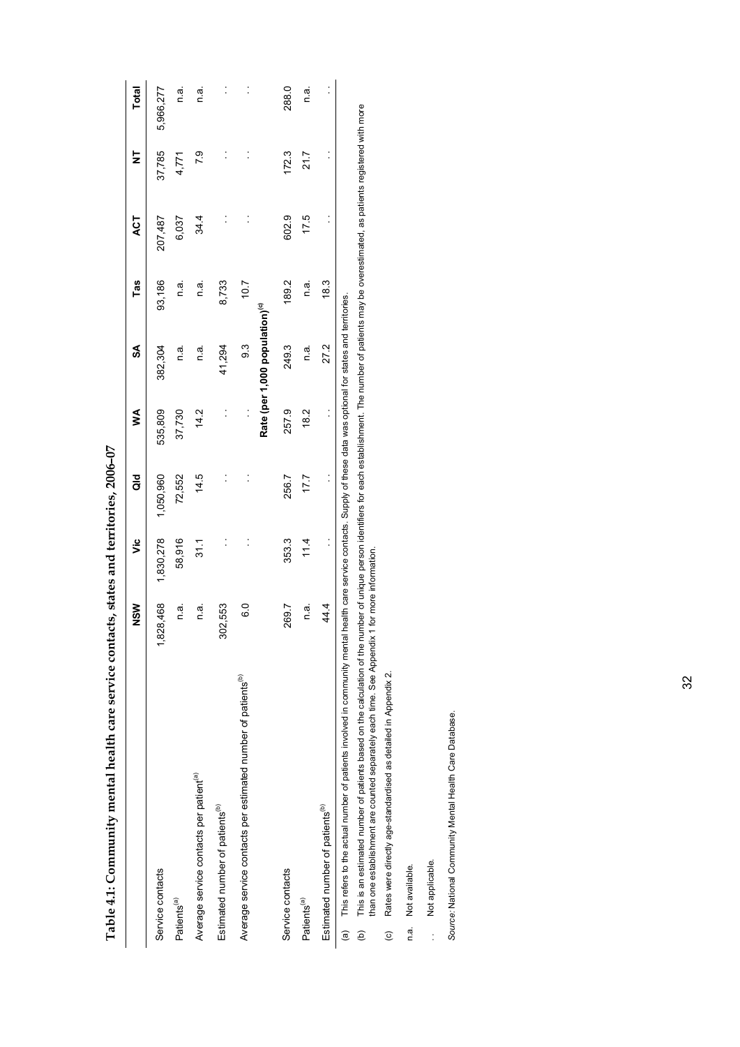**Table 4.1: Community mental health care service contacts, states and territories, 2006–07**

| | NSW | Vic | Qld | WA | SA | Tas | ACT | NT | Total |
|---|---|---|---|---|---|---|---|---|---|
| Service contacts | 1,828,468 | 1,830,278 | 1,050,960 | 535,809 | 382,304 | 93,186 | 207,487 | 37,785 | 5,966,277 |
| Patients[(a)] | n.a. | 58,916 | 72,552 | 37,730 | n.a. | n.a. | 6,037 | 4,771 | n.a. |
| Average service contacts per patient[(a)] | n.a. | 31.1 | 14.5 | 14.2 | n.a. | n.a. | 34.4 | 7.9 | n.a. |
| Estimated number of patients[(b)] | 302,553 | . . | . . | . . | 41,294 | 8,733 | . . | . . | . . |
| Average service contacts per estimated number of patients[(b)] | 6.0 | . . | . . | . . | 9.3 | 10.7 | . . | . . | . . |
| | | | | | **Rate (per 1,000 population)[(c)]** | | | | |
| Service contacts | 269.7 | 353.3 | 256.7 | 257.9 | 249.3 | 189.2 | 602.9 | 172.3 | 288.0 |
| Patients[(a)] | n.a. | 11.4 | 17.7 | 18.2 | n.a. | n.a. | 17.5 | 21.7 | n.a. |
| Estimated number of patients[(b)] | 44.4 | . . | . . | . . | 27.2 | 18.3 | . . | . . | . . |

(a) This refers to the actual number of patients involved in community mental health care service contacts. Supply of these data was optional for states and territories.

(b) This is an estimated number of patients based on the calculation of the number of unique person identifiers for each establishment. The number of patients may be overestimated, as patients registered with more than one establishment are counted separately each time. See Appendix 1 for more information.

(c) Rates were directly age-standardised as detailed in Appendix 2.

n.a. Not available.

. . Not applicable.

*Source:* National Community Mental Health Care Database.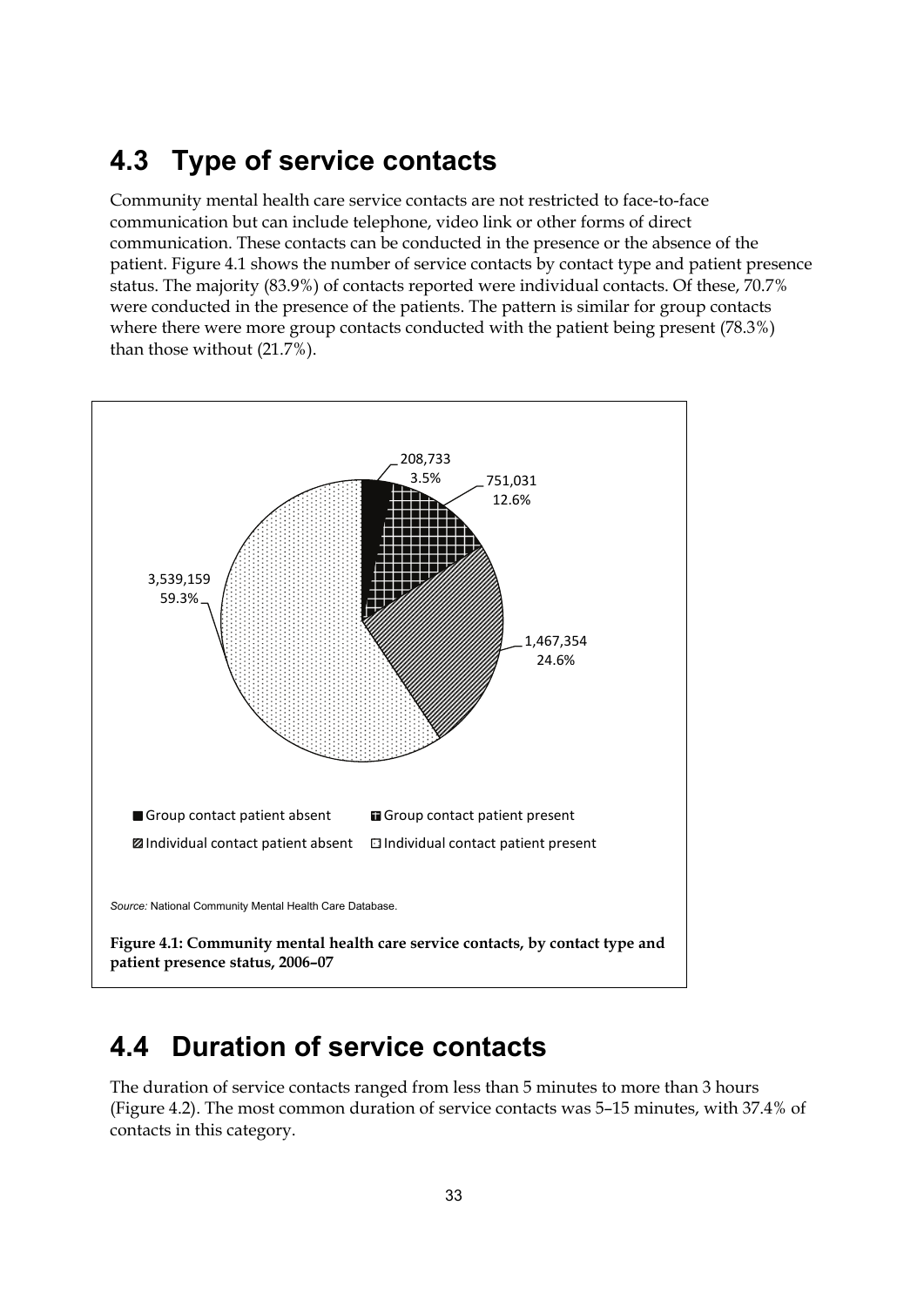## 4.3 Type of service contacts

Community mental health care service contacts are not restricted to face-to-face communication but can include telephone, video link or other forms of direct communication. These contacts can be conducted in the presence or the absence of the patient. Figure 4.1 shows the number of service contacts by contact type and patient presence status. The majority (83.9%) of contacts reported were individual contacts. Of these, 70.7% were conducted in the presence of the patients. The pattern is similar for group contacts where there were more group contacts conducted with the patient being present (78.3%) than those without (21.7%).

208,733
3.5%

751,031
12.6%

1,467,354
24.6%

3,539,159
59.3%

Group contact patient absent
Group contact patient present
Individual contact patient absent
Individual contact patient present

*Source:* National Community Mental Health Care Database.

**Figure 4.1: Community mental health care service contacts, by contact type and patient presence status, 2006–07**

## 4.4 Duration of service contacts

The duration of service contacts ranged from less than 5 minutes to more than 3 hours (Figure 4.2). The most common duration of service contacts was 5–15 minutes, with 37.4% of contacts in this category.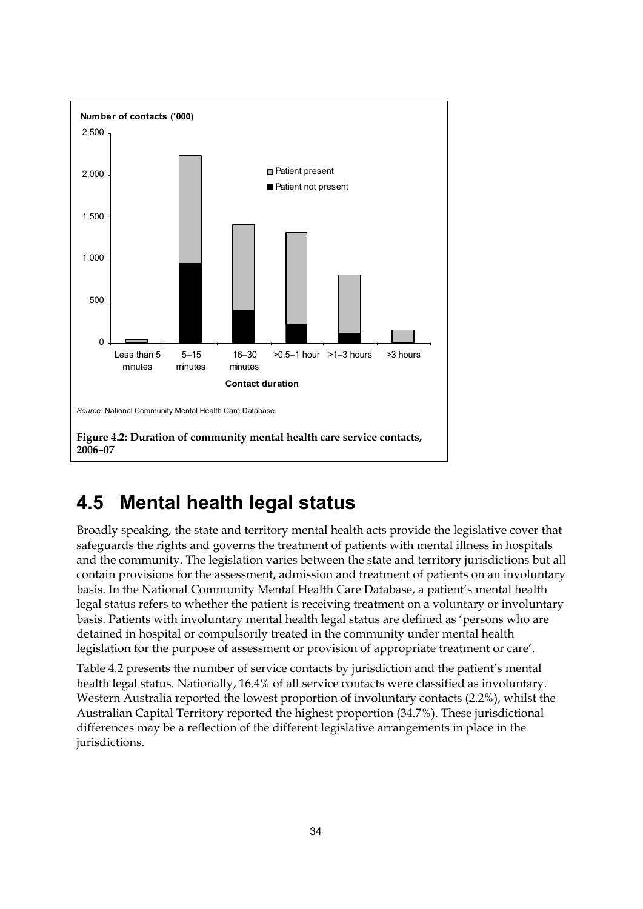Source: National Community Mental Health Care Database.

**Figure 4.2: Duration of community mental health care service contacts, 2006–07**

## 4.5 Mental health legal status

Broadly speaking, the state and territory mental health acts provide the legislative cover that safeguards the rights and governs the treatment of patients with mental illness in hospitals and the community. The legislation varies between the state and territory jurisdictions but all contain provisions for the assessment, admission and treatment of patients on an involuntary basis. In the National Community Mental Health Care Database, a patient's mental health legal status refers to whether the patient is receiving treatment on a voluntary or involuntary basis. Patients with involuntary mental health legal status are defined as 'persons who are detained in hospital or compulsorily treated in the community under mental health legislation for the purpose of assessment or provision of appropriate treatment or care'.

Table 4.2 presents the number of service contacts by jurisdiction and the patient's mental health legal status. Nationally, 16.4% of all service contacts were classified as involuntary. Western Australia reported the lowest proportion of involuntary contacts (2.2%), whilst the Australian Capital Territory reported the highest proportion (34.7%). These jurisdictional differences may be a reflection of the different legislative arrangements in place in the jurisdictions.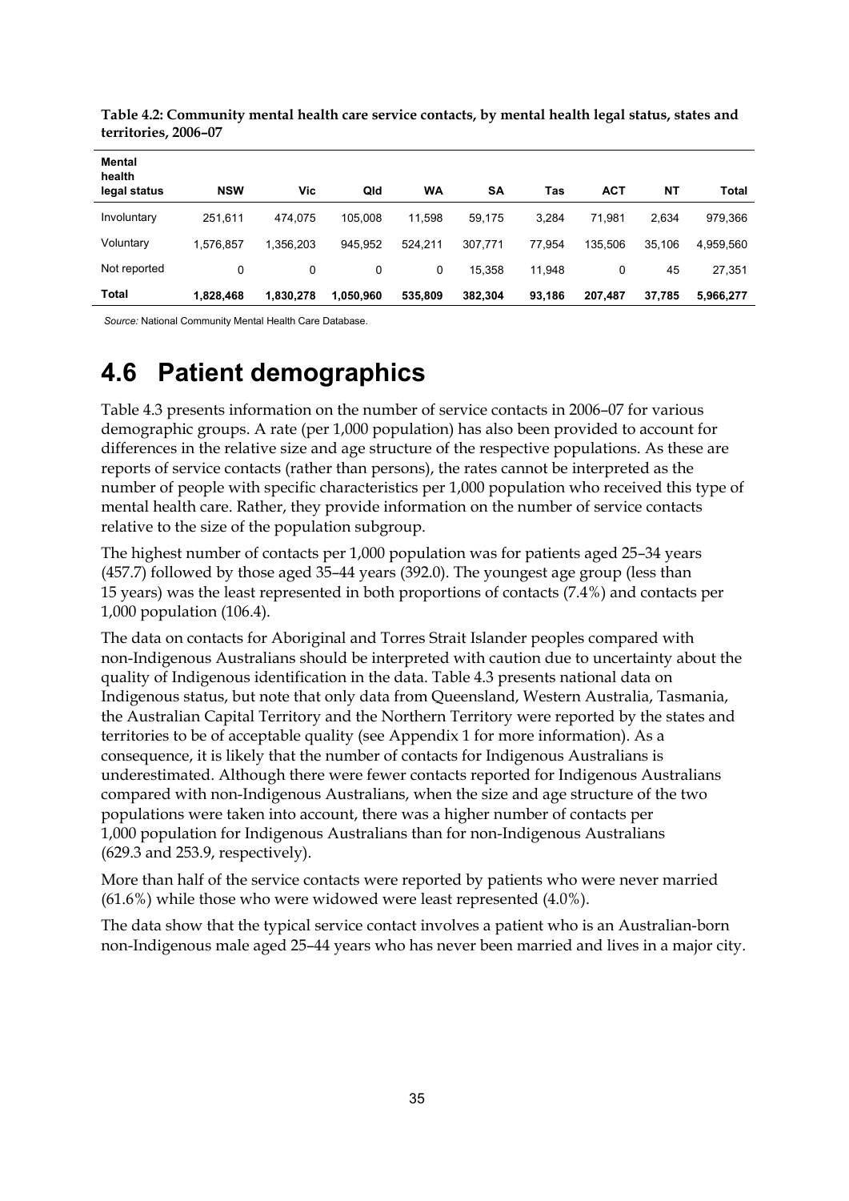**Table 4.2: Community mental health care service contacts, by mental health legal status, states and territories, 2006–07**

| Mental health legal status | NSW | Vic | Qld | WA | SA | Tas | ACT | NT | Total |
|---|---|---|---|---|---|---|---|---|---|
| Involuntary | 251,611 | 474,075 | 105,008 | 11,598 | 59,175 | 3,284 | 71,981 | 2,634 | 979,366 |
| Voluntary | 1,576,857 | 1,356,203 | 945,952 | 524,211 | 307,771 | 77,954 | 135,506 | 35,106 | 4,959,560 |
| Not reported | 0 | 0 | 0 | 0 | 15,358 | 11,948 | 0 | 45 | 27,351 |
| **Total** | **1,828,468** | **1,830,278** | **1,050,960** | **535,809** | **382,304** | **93,186** | **207,487** | **37,785** | **5,966,277** |

*Source:* National Community Mental Health Care Database.

## 4.6 Patient demographics

Table 4.3 presents information on the number of service contacts in 2006–07 for various demographic groups. A rate (per 1,000 population) has also been provided to account for differences in the relative size and age structure of the respective populations. As these are reports of service contacts (rather than persons), the rates cannot be interpreted as the number of people with specific characteristics per 1,000 population who received this type of mental health care. Rather, they provide information on the number of service contacts relative to the size of the population subgroup.

The highest number of contacts per 1,000 population was for patients aged 25–34 years (457.7) followed by those aged 35–44 years (392.0). The youngest age group (less than 15 years) was the least represented in both proportions of contacts (7.4%) and contacts per 1,000 population (106.4).

The data on contacts for Aboriginal and Torres Strait Islander peoples compared with non-Indigenous Australians should be interpreted with caution due to uncertainty about the quality of Indigenous identification in the data. Table 4.3 presents national data on Indigenous status, but note that only data from Queensland, Western Australia, Tasmania, the Australian Capital Territory and the Northern Territory were reported by the states and territories to be of acceptable quality (see Appendix 1 for more information). As a consequence, it is likely that the number of contacts for Indigenous Australians is underestimated. Although there were fewer contacts reported for Indigenous Australians compared with non-Indigenous Australians, when the size and age structure of the two populations were taken into account, there was a higher number of contacts per 1,000 population for Indigenous Australians than for non-Indigenous Australians (629.3 and 253.9, respectively).

More than half of the service contacts were reported by patients who were never married (61.6%) while those who were widowed were least represented (4.0%).

The data show that the typical service contact involves a patient who is an Australian-born non-Indigenous male aged 25–44 years who has never been married and lives in a major city.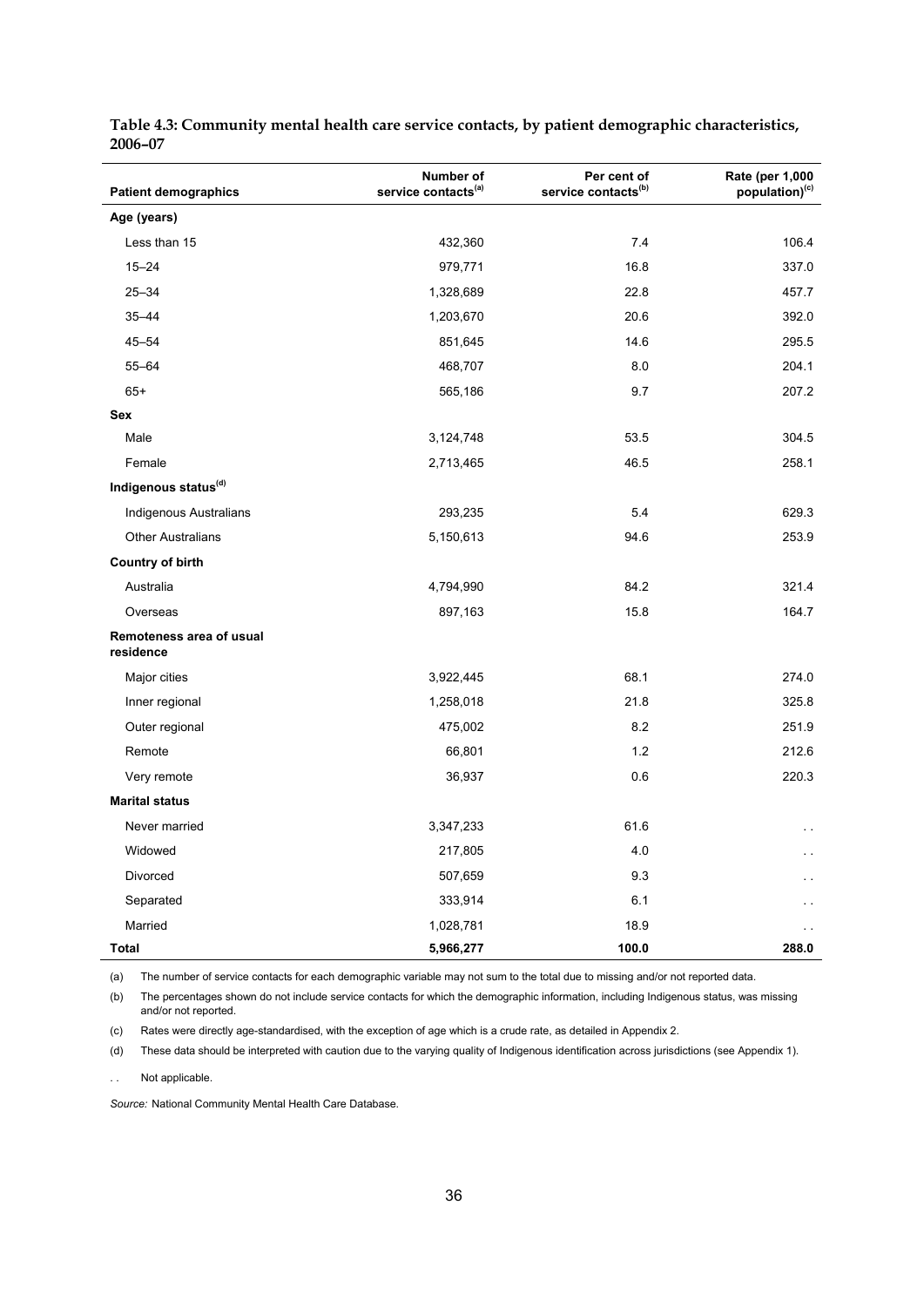**Table 4.3: Community mental health care service contacts, by patient demographic characteristics, 2006–07**

| Patient demographics | Number of service contacts[(a)] | Per cent of service contacts[(b)] | Rate (per 1,000 population)[(c)] |
|---|---|---|---|
| **Age (years)** | | | |
| Less than 15 | 432,360 | 7.4 | 106.4 |
| 15–24 | 979,771 | 16.8 | 337.0 |
| 25–34 | 1,328,689 | 22.8 | 457.7 |
| 35–44 | 1,203,670 | 20.6 | 392.0 |
| 45–54 | 851,645 | 14.6 | 295.5 |
| 55–64 | 468,707 | 8.0 | 204.1 |
| 65+ | 565,186 | 9.7 | 207.2 |
| **Sex** | | | |
| Male | 3,124,748 | 53.5 | 304.5 |
| Female | 2,713,465 | 46.5 | 258.1 |
| **Indigenous status[(d)]** | | | |
| Indigenous Australians | 293,235 | 5.4 | 629.3 |
| Other Australians | 5,150,613 | 94.6 | 253.9 |
| **Country of birth** | | | |
| Australia | 4,794,990 | 84.2 | 321.4 |
| Overseas | 897,163 | 15.8 | 164.7 |
| **Remoteness area of usual residence** | | | |
| Major cities | 3,922,445 | 68.1 | 274.0 |
| Inner regional | 1,258,018 | 21.8 | 325.8 |
| Outer regional | 475,002 | 8.2 | 251.9 |
| Remote | 66,801 | 1.2 | 212.6 |
| Very remote | 36,937 | 0.6 | 220.3 |
| **Marital status** | | | |
| Never married | 3,347,233 | 61.6 | . . |
| Widowed | 217,805 | 4.0 | . . |
| Divorced | 507,659 | 9.3 | . . |
| Separated | 333,914 | 6.1 | . . |
| Married | 1,028,781 | 18.9 | . . |
| **Total** | **5,966,277** | **100.0** | **288.0** |

(a) The number of service contacts for each demographic variable may not sum to the total due to missing and/or not reported data.

(b) The percentages shown do not include service contacts for which the demographic information, including Indigenous status, was missing and/or not reported.

(c) Rates were directly age-standardised, with the exception of age which is a crude rate, as detailed in Appendix 2.

(d) These data should be interpreted with caution due to the varying quality of Indigenous identification across jurisdictions (see Appendix 1).

. . Not applicable.

*Source:* National Community Mental Health Care Database.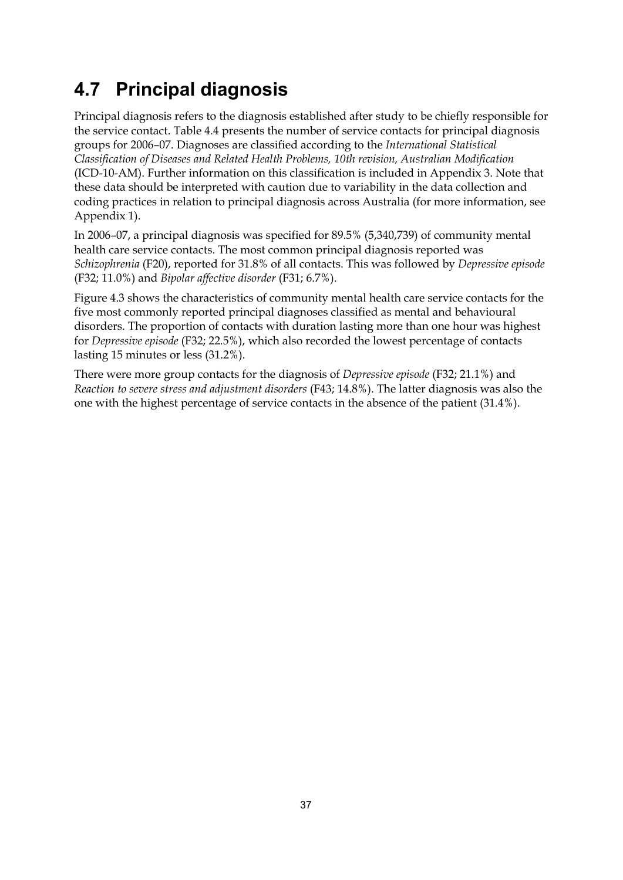## 4.7 Principal diagnosis

Principal diagnosis refers to the diagnosis established after study to be chiefly responsible for the service contact. Table 4.4 presents the number of service contacts for principal diagnosis groups for 2006–07. Diagnoses are classified according to the *International Statistical Classification of Diseases and Related Health Problems, 10th revision, Australian Modification* (ICD-10-AM). Further information on this classification is included in Appendix 3. Note that these data should be interpreted with caution due to variability in the data collection and coding practices in relation to principal diagnosis across Australia (for more information, see Appendix 1).

In 2006–07, a principal diagnosis was specified for 89.5% (5,340,739) of community mental health care service contacts. The most common principal diagnosis reported was *Schizophrenia* (F20), reported for 31.8% of all contacts. This was followed by *Depressive episode* (F32; 11.0%) and *Bipolar affective disorder* (F31; 6.7%).

Figure 4.3 shows the characteristics of community mental health care service contacts for the five most commonly reported principal diagnoses classified as mental and behavioural disorders. The proportion of contacts with duration lasting more than one hour was highest for *Depressive episode* (F32; 22.5%), which also recorded the lowest percentage of contacts lasting 15 minutes or less (31.2%).

There were more group contacts for the diagnosis of *Depressive episode* (F32; 21.1%) and *Reaction to severe stress and adjustment disorders* (F43; 14.8%). The latter diagnosis was also the one with the highest percentage of service contacts in the absence of the patient (31.4%).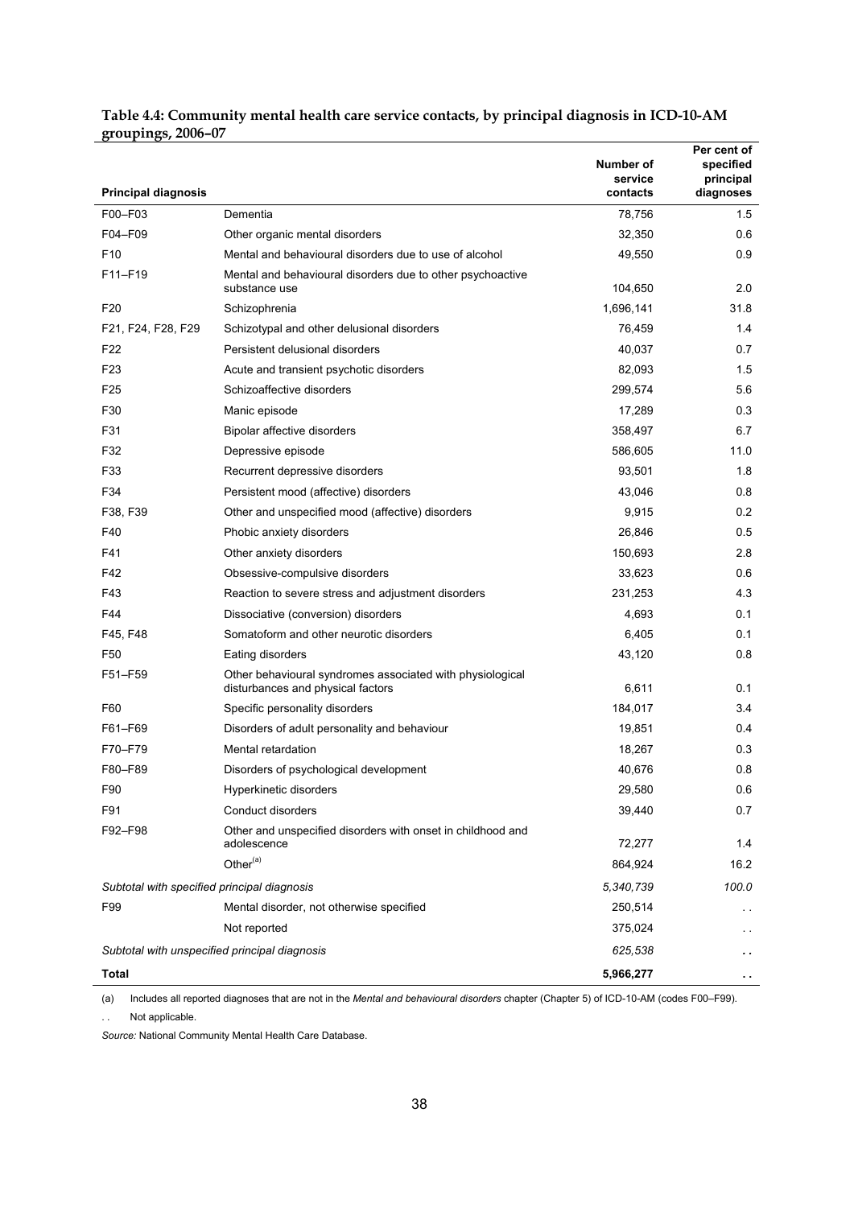**Table 4.4: Community mental health care service contacts, by principal diagnosis in ICD-10-AM groupings, 2006–07**

| Principal diagnosis | | Number of service contacts | Per cent of specified principal diagnoses |
|---|---|---|---|
| F00–F03 | Dementia | 78,756 | 1.5 |
| F04–F09 | Other organic mental disorders | 32,350 | 0.6 |
| F10 | Mental and behavioural disorders due to use of alcohol | 49,550 | 0.9 |
| F11–F19 | Mental and behavioural disorders due to other psychoactive substance use | 104,650 | 2.0 |
| F20 | Schizophrenia | 1,696,141 | 31.8 |
| F21, F24, F28, F29 | Schizotypal and other delusional disorders | 76,459 | 1.4 |
| F22 | Persistent delusional disorders | 40,037 | 0.7 |
| F23 | Acute and transient psychotic disorders | 82,093 | 1.5 |
| F25 | Schizoaffective disorders | 299,574 | 5.6 |
| F30 | Manic episode | 17,289 | 0.3 |
| F31 | Bipolar affective disorders | 358,497 | 6.7 |
| F32 | Depressive episode | 586,605 | 11.0 |
| F33 | Recurrent depressive disorders | 93,501 | 1.8 |
| F34 | Persistent mood (affective) disorders | 43,046 | 0.8 |
| F38, F39 | Other and unspecified mood (affective) disorders | 9,915 | 0.2 |
| F40 | Phobic anxiety disorders | 26,846 | 0.5 |
| F41 | Other anxiety disorders | 150,693 | 2.8 |
| F42 | Obsessive-compulsive disorders | 33,623 | 0.6 |
| F43 | Reaction to severe stress and adjustment disorders | 231,253 | 4.3 |
| F44 | Dissociative (conversion) disorders | 4,693 | 0.1 |
| F45, F48 | Somatoform and other neurotic disorders | 6,405 | 0.1 |
| F50 | Eating disorders | 43,120 | 0.8 |
| F51–F59 | Other behavioural syndromes associated with physiological disturbances and physical factors | 6,611 | 0.1 |
| F60 | Specific personality disorders | 184,017 | 3.4 |
| F61–F69 | Disorders of adult personality and behaviour | 19,851 | 0.4 |
| F70–F79 | Mental retardation | 18,267 | 0.3 |
| F80–F89 | Disorders of psychological development | 40,676 | 0.8 |
| F90 | Hyperkinetic disorders | 29,580 | 0.6 |
| F91 | Conduct disorders | 39,440 | 0.7 |
| F92–F98 | Other and unspecified disorders with onset in childhood and adolescence | 72,277 | 1.4 |
| | Other[(a)] | 864,924 | 16.2 |
| *Subtotal with specified principal diagnosis* | | *5,340,739* | *100.0* |
| F99 | Mental disorder, not otherwise specified | 250,514 | . . |
| | Not reported | 375,024 | . . |
| *Subtotal with unspecified principal diagnosis* | | *625,538* | **. .** |
| **Total** | | **5,966,277** | **. .** |

(a) Includes all reported diagnoses that are not in the *Mental and behavioural disorders* chapter (Chapter 5) of ICD-10-AM (codes F00–F99).

. . Not applicable.

*Source:* National Community Mental Health Care Database.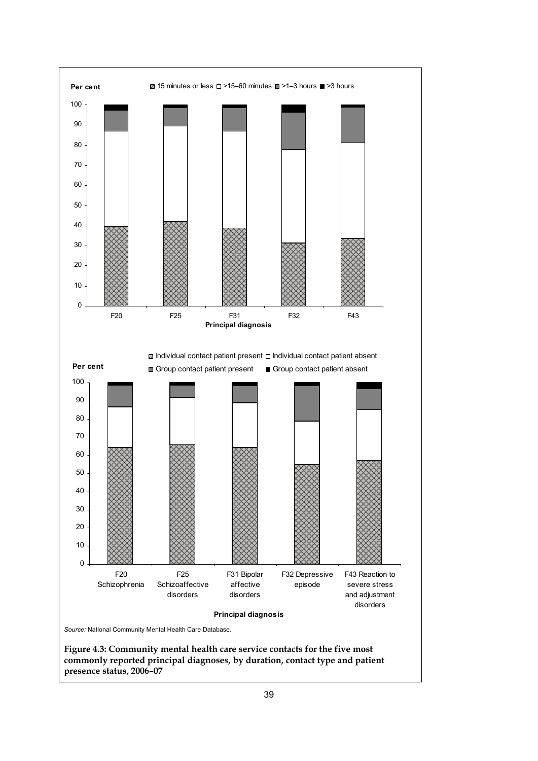Per cent

15 minutes or less  >15–60 minutes  >1–3 hours  >3 hours

Principal diagnosis

F20 F25 F31 F32 F43

Per cent

Individual contact patient present  Individual contact patient absent  Group contact patient present  Group contact patient absent

Principal diagnosis

F20 Schizophrenia, F25 Schizoaffective disorders, F31 Bipolar affective disorders, F32 Depressive episode, F43 Reaction to severe stress and adjustment disorders

*Source:* National Community Mental Health Care Database.

**Figure 4.3: Community mental health care service contacts for the five most commonly reported principal diagnoses, by duration, contact type and patient presence status, 2006–07**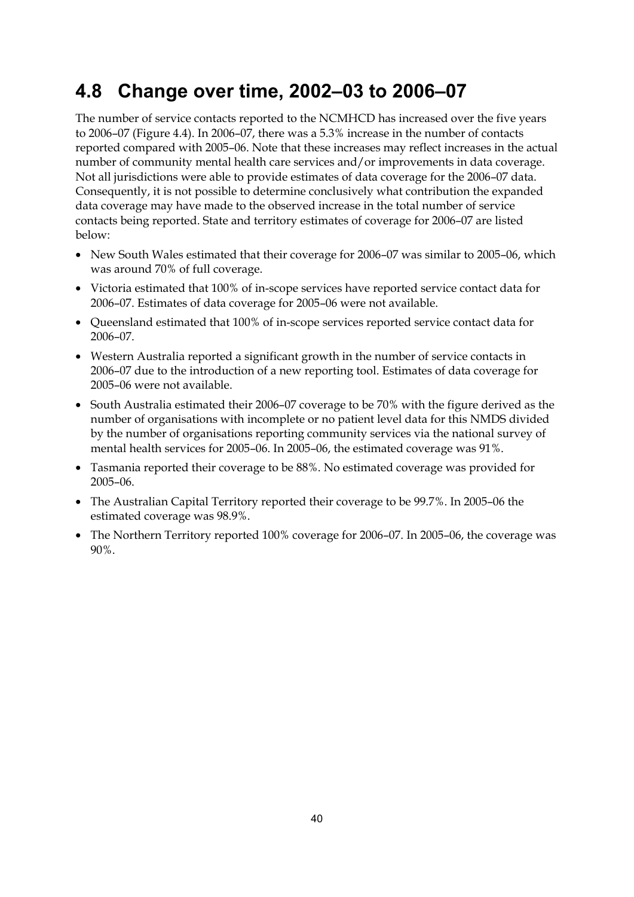## 4.8 Change over time, 2002–03 to 2006–07

The number of service contacts reported to the NCMHCD has increased over the five years to 2006–07 (Figure 4.4). In 2006–07, there was a 5.3% increase in the number of contacts reported compared with 2005–06. Note that these increases may reflect increases in the actual number of community mental health care services and/or improvements in data coverage. Not all jurisdictions were able to provide estimates of data coverage for the 2006–07 data. Consequently, it is not possible to determine conclusively what contribution the expanded data coverage may have made to the observed increase in the total number of service contacts being reported. State and territory estimates of coverage for 2006–07 are listed below:

- New South Wales estimated that their coverage for 2006–07 was similar to 2005–06, which was around 70% of full coverage.
- Victoria estimated that 100% of in-scope services have reported service contact data for 2006–07. Estimates of data coverage for 2005–06 were not available.
- Queensland estimated that 100% of in-scope services reported service contact data for 2006–07.
- Western Australia reported a significant growth in the number of service contacts in 2006–07 due to the introduction of a new reporting tool. Estimates of data coverage for 2005–06 were not available.
- South Australia estimated their 2006–07 coverage to be 70% with the figure derived as the number of organisations with incomplete or no patient level data for this NMDS divided by the number of organisations reporting community services via the national survey of mental health services for 2005–06. In 2005–06, the estimated coverage was 91%.
- Tasmania reported their coverage to be 88%. No estimated coverage was provided for 2005–06.
- The Australian Capital Territory reported their coverage to be 99.7%. In 2005–06 the estimated coverage was 98.9%.
- The Northern Territory reported 100% coverage for 2006–07. In 2005–06, the coverage was 90%.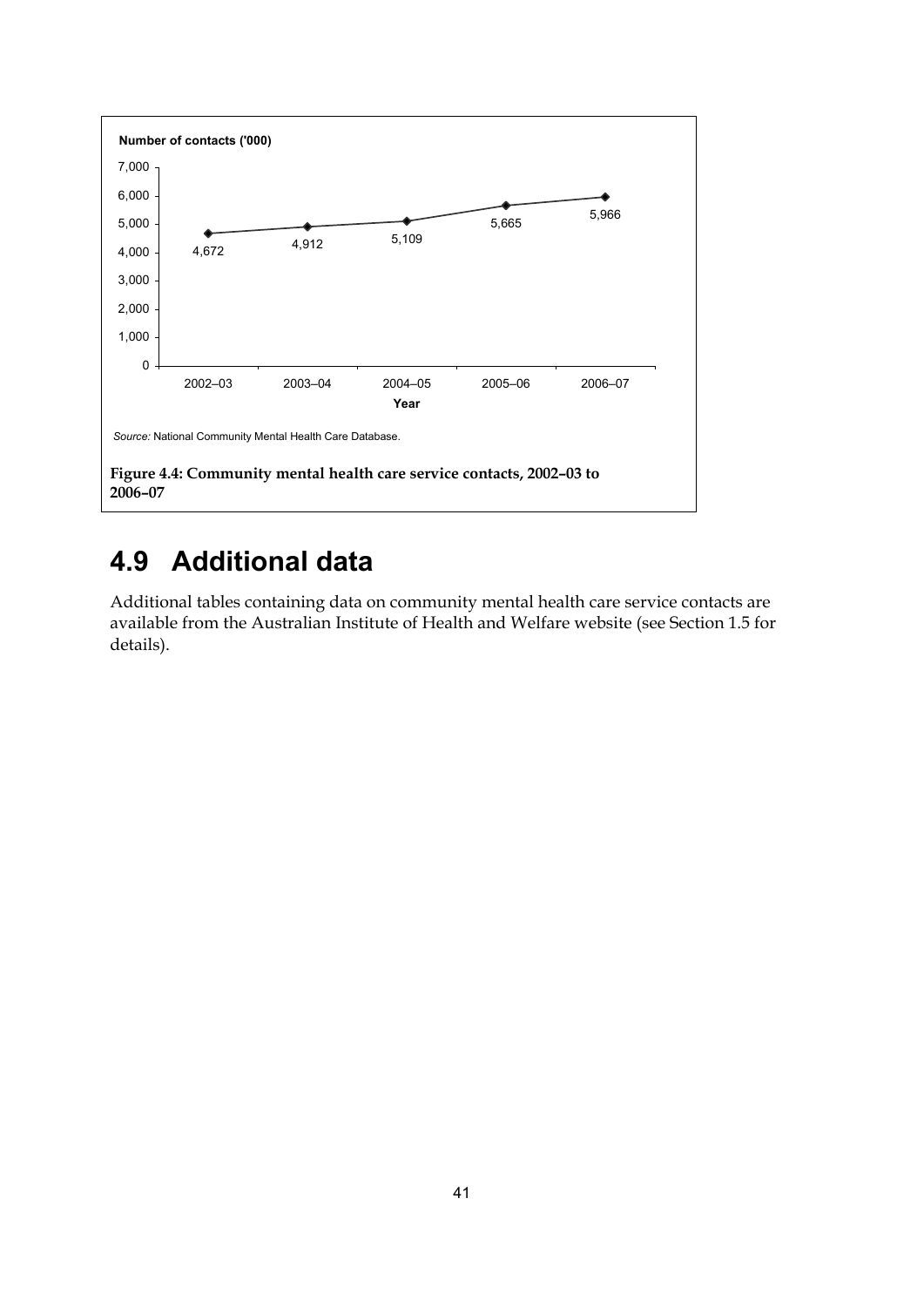Number of contacts ('000)

7,000
6,000
5,000
4,000
3,000
2,000
1,000
0

4,672
4,912
5,109
5,665
5,966

2002–03
2003–04
2004–05
2005–06
2006–07

Year

*Source:* National Community Mental Health Care Database.

**Figure 4.4: Community mental health care service contacts, 2002–03 to 2006–07**

## 4.9 Additional data

Additional tables containing data on community mental health care service contacts are available from the Australian Institute of Health and Welfare website (see Section 1.5 for details).